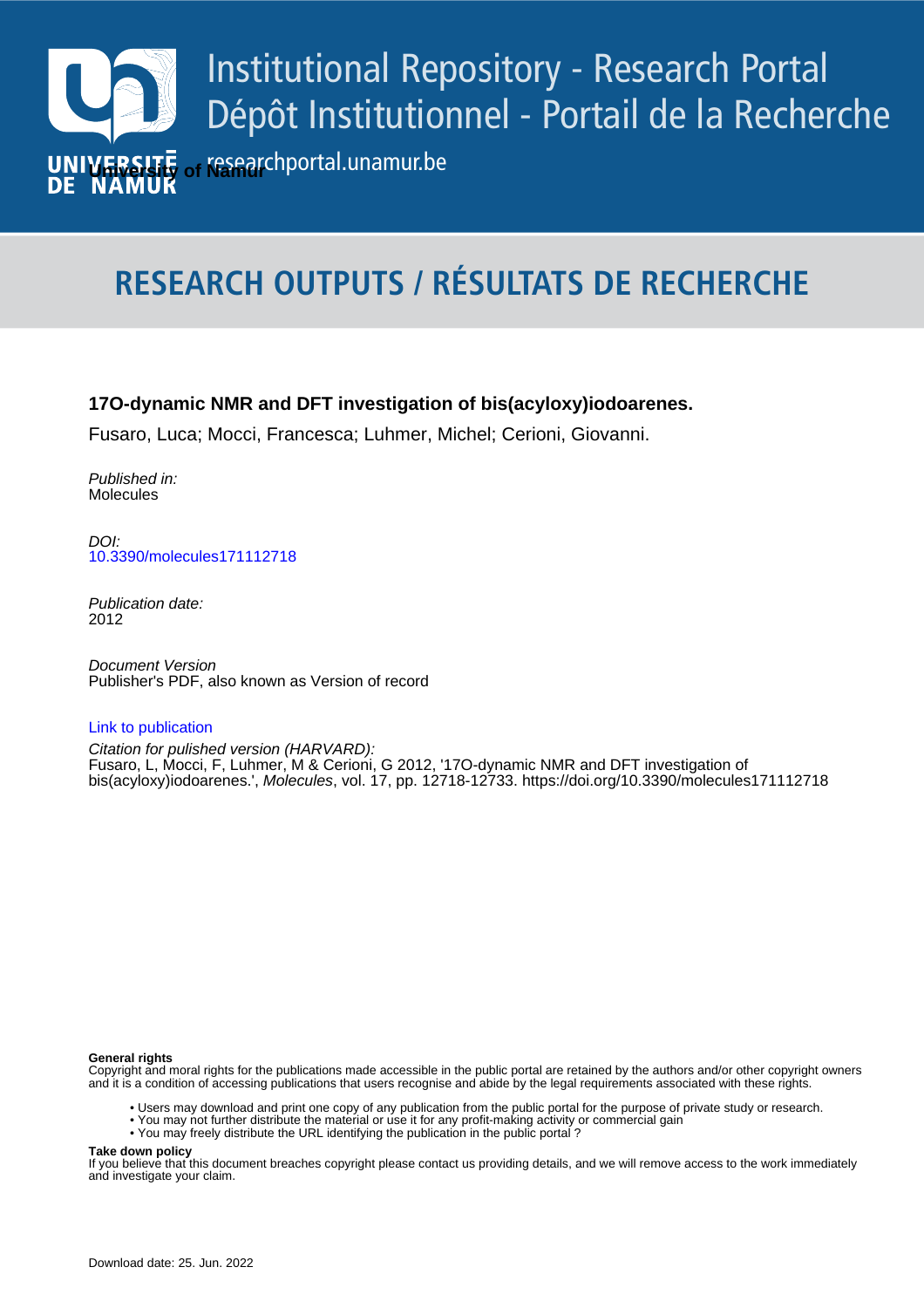Institutional Repository - Research Portal
Dépôt Institutionnel - Portail de la Recherche

researchportal.unamur.be

University of Namur

# RESEARCH OUTPUTS / RÉSULTATS DE RECHERCHE

**17O-dynamic NMR and DFT investigation of bis(acyloxy)iodoarenes.**

Fusaro, Luca; Mocci, Francesca; Luhmer, Michel; Cerioni, Giovanni.

*Published in:*
Molecules

*DOI:*
10.3390/molecules171112718

*Publication date:*
2012

*Document Version*
Publisher's PDF, also known as Version of record

Link to publication

*Citation for pulished version (HARVARD):*
Fusaro, L, Mocci, F, Luhmer, M & Cerioni, G 2012, '17O-dynamic NMR and DFT investigation of bis(acyloxy)iodoarenes.', *Molecules*, vol. 17, pp. 12718-12733. https://doi.org/10.3390/molecules171112718

**General rights**
Copyright and moral rights for the publications made accessible in the public portal are retained by the authors and/or other copyright owners and it is a condition of accessing publications that users recognise and abide by the legal requirements associated with these rights.

- Users may download and print one copy of any publication from the public portal for the purpose of private study or research.
- You may not further distribute the material or use it for any profit-making activity or commercial gain
- You may freely distribute the URL identifying the publication in the public portal ?

**Take down policy**
If you believe that this document breaches copyright please contact us providing details, and we will remove access to the work immediately and investigate your claim.

Download date: 25. Jun. 2022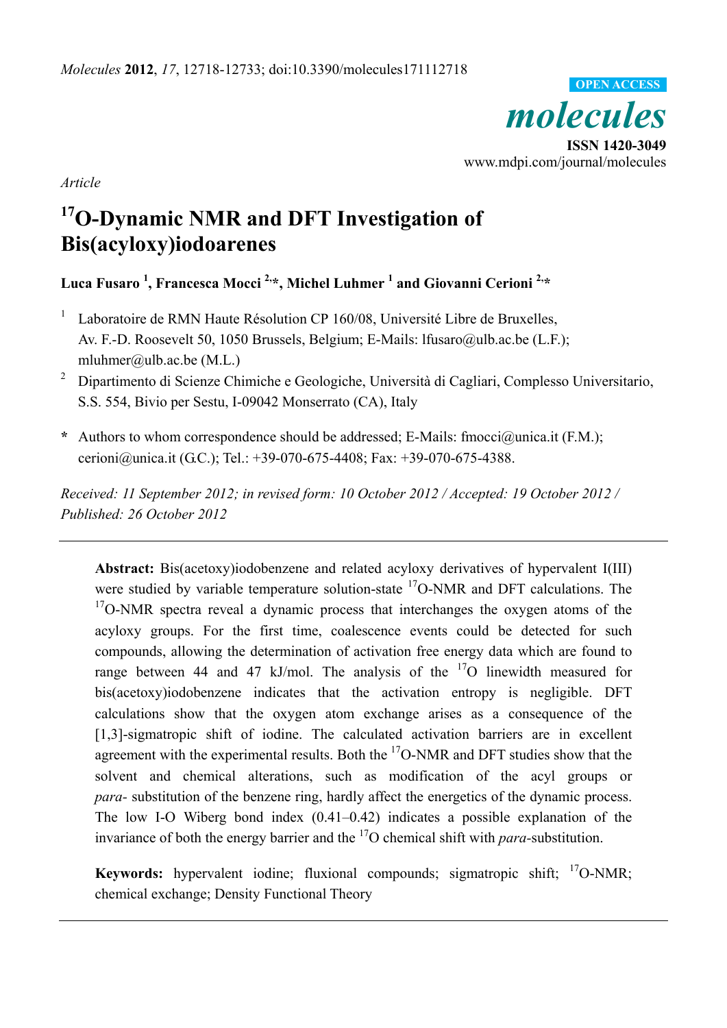*Molecules* **2012**, *17*, 12718-12733; doi:10.3390/molecules171112718

**OPEN ACCESS**

***molecules***

**ISSN 1420-3049**
www.mdpi.com/journal/molecules

*Article*

# $^{17}$O-Dynamic NMR and DFT Investigation of Bis(acyloxy)iodoarenes

**Luca Fusaro [1], Francesca Mocci [2,*], Michel Luhmer [1] and Giovanni Cerioni [2,*]**

[1] Laboratoire de RMN Haute Résolution CP 160/08, Université Libre de Bruxelles, Av. F.-D. Roosevelt 50, 1050 Brussels, Belgium; E-Mails: lfusaro@ulb.ac.be (L.F.); mluhmer@ulb.ac.be (M.L.)

[2] Dipartimento di Scienze Chimiche e Geologiche, Università di Cagliari, Complesso Universitario, S.S. 554, Bivio per Sestu, I-09042 Monserrato (CA), Italy

**\*** Authors to whom correspondence should be addressed; E-Mails: fmocci@unica.it (F.M.); cerioni@unica.it (G.C.); Tel.: +39-070-675-4408; Fax: +39-070-675-4388.

*Received: 11 September 2012; in revised form: 10 October 2012 / Accepted: 19 October 2012 / Published: 26 October 2012*

---

**Abstract:** Bis(acetoxy)iodobenzene and related acyloxy derivatives of hypervalent I(III) were studied by variable temperature solution-state $^{17}$O-NMR and DFT calculations. The $^{17}$O-NMR spectra reveal a dynamic process that interchanges the oxygen atoms of the acyloxy groups. For the first time, coalescence events could be detected for such compounds, allowing the determination of activation free energy data which are found to range between 44 and 47 kJ/mol. The analysis of the $^{17}$O linewidth measured for bis(acetoxy)iodobenzene indicates that the activation entropy is negligible. DFT calculations show that the oxygen atom exchange arises as a consequence of the [1,3]-sigmatropic shift of iodine. The calculated activation barriers are in excellent agreement with the experimental results. Both the $^{17}$O-NMR and DFT studies show that the solvent and chemical alterations, such as modification of the acyl groups or *para-* substitution of the benzene ring, hardly affect the energetics of the dynamic process. The low I-O Wiberg bond index (0.41–0.42) indicates a possible explanation of the invariance of both the energy barrier and the $^{17}$O chemical shift with *para*-substitution.

**Keywords:** hypervalent iodine; fluxional compounds; sigmatropic shift; $^{17}$O-NMR; chemical exchange; Density Functional Theory

---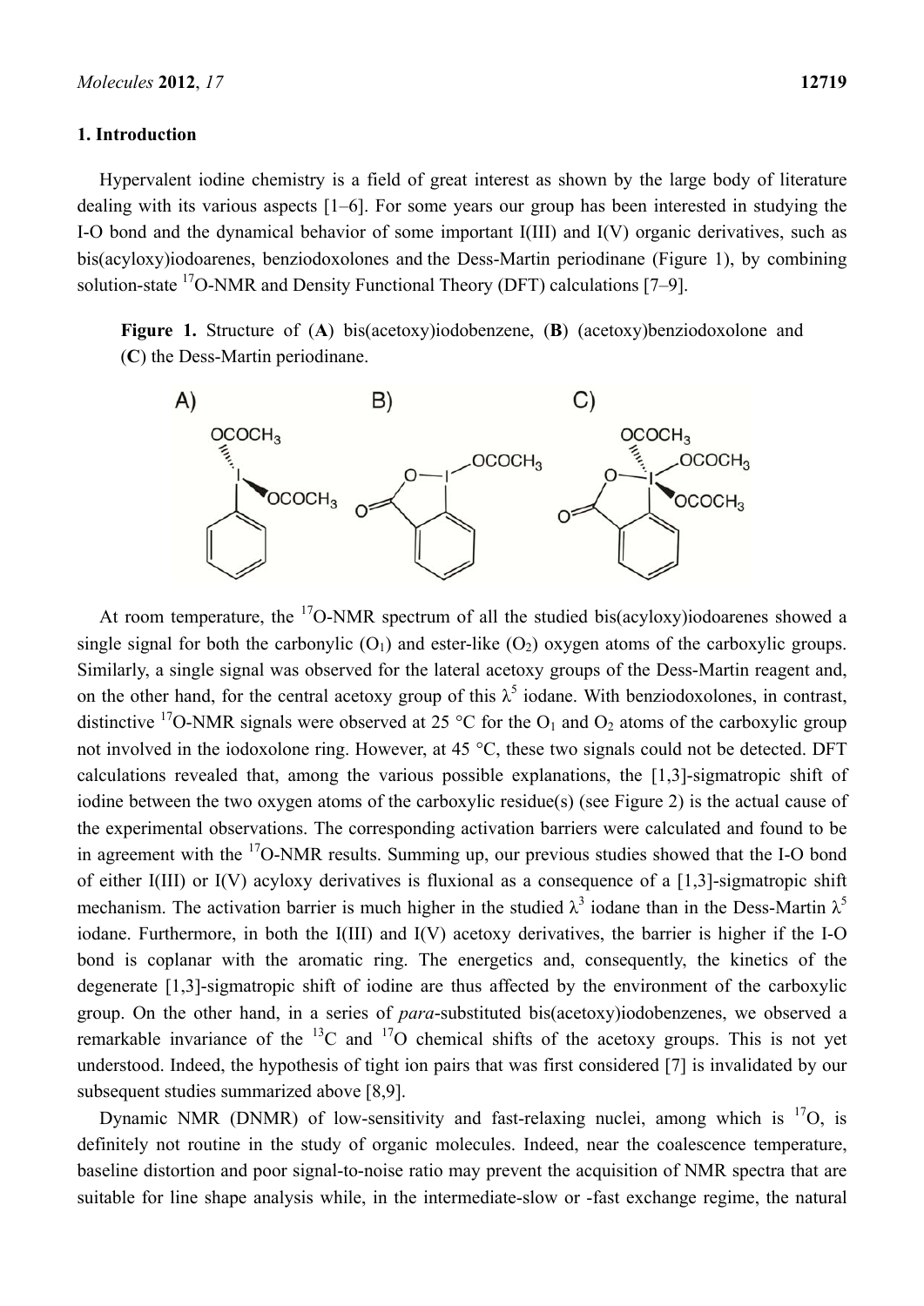## 1. Introduction

Hypervalent iodine chemistry is a field of great interest as shown by the large body of literature dealing with its various aspects [1–6]. For some years our group has been interested in studying the I-O bond and the dynamical behavior of some important I(III) and I(V) organic derivatives, such as bis(acyloxy)iodoarenes, benziodoxolones and the Dess-Martin periodinane (Figure 1), by combining solution-state $^{17}$O-NMR and Density Functional Theory (DFT) calculations [7–9].

**Figure 1.** Structure of (**A**) bis(acetoxy)iodobenzene, (**B**) (acetoxy)benziodoxolone and (**C**) the Dess-Martin periodinane.

At room temperature, the $^{17}$O-NMR spectrum of all the studied bis(acyloxy)iodoarenes showed a single signal for both the carbonylic ($O_1$) and ester-like ($O_2$) oxygen atoms of the carboxylic groups. Similarly, a single signal was observed for the lateral acetoxy groups of the Dess-Martin reagent and, on the other hand, for the central acetoxy group of this $\lambda^5$ iodane. With benziodoxolones, in contrast, distinctive $^{17}$O-NMR signals were observed at 25 °C for the $O_1$ and $O_2$ atoms of the carboxylic group not involved in the iodoxolone ring. However, at 45 °C, these two signals could not be detected. DFT calculations revealed that, among the various possible explanations, the [1,3]-sigmatropic shift of iodine between the two oxygen atoms of the carboxylic residue(s) (see Figure 2) is the actual cause of the experimental observations. The corresponding activation barriers were calculated and found to be in agreement with the $^{17}$O-NMR results. Summing up, our previous studies showed that the I-O bond of either I(III) or I(V) acyloxy derivatives is fluxional as a consequence of a [1,3]-sigmatropic shift mechanism. The activation barrier is much higher in the studied $\lambda^3$ iodane than in the Dess-Martin $\lambda^5$ iodane. Furthermore, in both the I(III) and I(V) acetoxy derivatives, the barrier is higher if the I-O bond is coplanar with the aromatic ring. The energetics and, consequently, the kinetics of the degenerate [1,3]-sigmatropic shift of iodine are thus affected by the environment of the carboxylic group. On the other hand, in a series of *para*-substituted bis(acetoxy)iodobenzenes, we observed a remarkable invariance of the $^{13}$C and $^{17}$O chemical shifts of the acetoxy groups. This is not yet understood. Indeed, the hypothesis of tight ion pairs that was first considered [7] is invalidated by our subsequent studies summarized above [8,9].

Dynamic NMR (DNMR) of low-sensitivity and fast-relaxing nuclei, among which is $^{17}$O, is definitely not routine in the study of organic molecules. Indeed, near the coalescence temperature, baseline distortion and poor signal-to-noise ratio may prevent the acquisition of NMR spectra that are suitable for line shape analysis while, in the intermediate-slow or -fast exchange regime, the natural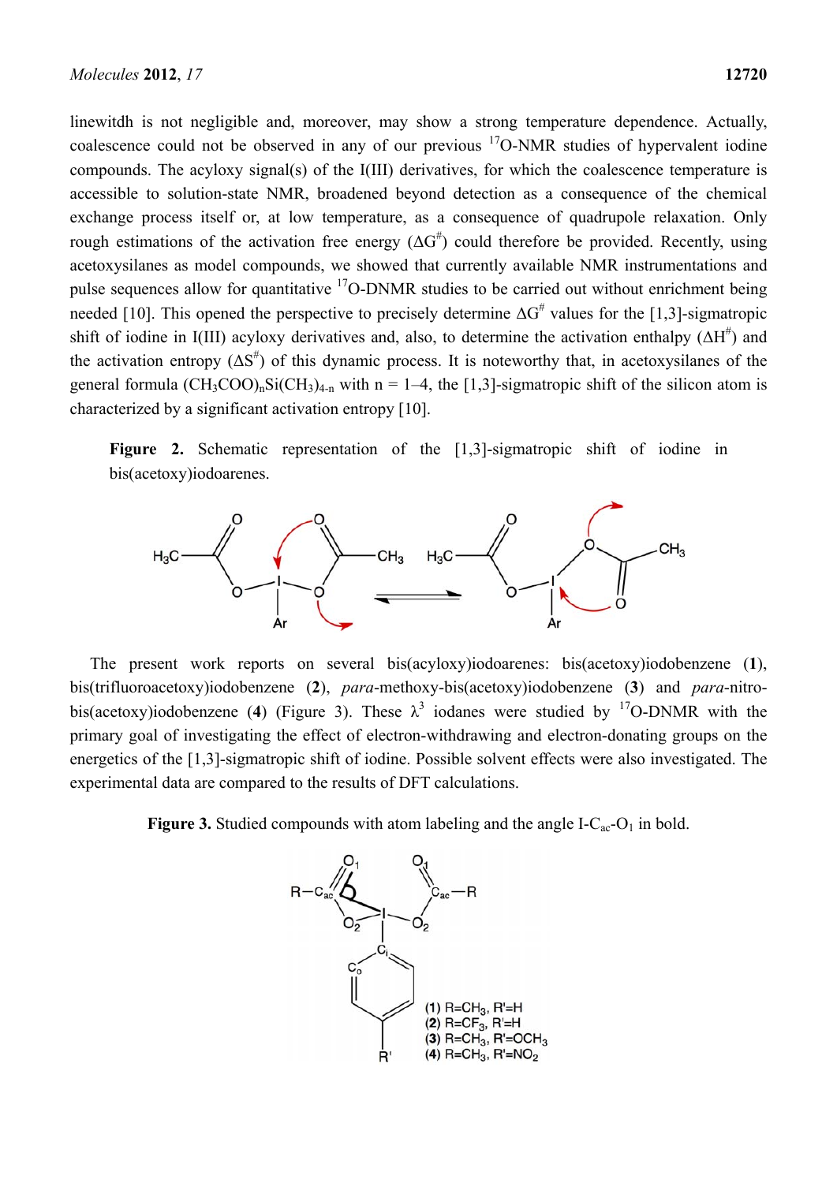linewitdh is not negligible and, moreover, may show a strong temperature dependence. Actually, coalescence could not be observed in any of our previous $^{17}$O-NMR studies of hypervalent iodine compounds. The acyloxy signal(s) of the I(III) derivatives, for which the coalescence temperature is accessible to solution-state NMR, broadened beyond detection as a consequence of the chemical exchange process itself or, at low temperature, as a consequence of quadrupole relaxation. Only rough estimations of the activation free energy ($\Delta G^{\#}$) could therefore be provided. Recently, using acetoxysilanes as model compounds, we showed that currently available NMR instrumentations and pulse sequences allow for quantitative $^{17}$O-DNMR studies to be carried out without enrichment being needed [10]. This opened the perspective to precisely determine $\Delta G^{\#}$ values for the [1,3]-sigmatropic shift of iodine in I(III) acyloxy derivatives and, also, to determine the activation enthalpy ($\Delta H^{\#}$) and the activation entropy ($\Delta S^{\#}$) of this dynamic process. It is noteworthy that, in acetoxysilanes of the general formula $(CH_3COO)_nSi(CH_3)_{4-n}$ with n = 1–4, the [1,3]-sigmatropic shift of the silicon atom is characterized by a significant activation entropy [10].

**Figure 2.** Schematic representation of the [1,3]-sigmatropic shift of iodine in bis(acetoxy)iodoarenes.

The present work reports on several bis(acyloxy)iodoarenes: bis(acetoxy)iodobenzene (**1**), bis(trifluoroacetoxy)iodobenzene (**2**), *para*-methoxy-bis(acetoxy)iodobenzene (**3**) and *para*-nitro-bis(acetoxy)iodobenzene (**4**) (Figure 3). These $\lambda^3$ iodanes were studied by $^{17}$O-DNMR with the primary goal of investigating the effect of electron-withdrawing and electron-donating groups on the energetics of the [1,3]-sigmatropic shift of iodine. Possible solvent effects were also investigated. The experimental data are compared to the results of DFT calculations.

**Figure 3.** Studied compounds with atom labeling and the angle I-$C_{ac}$-$O_1$ in bold.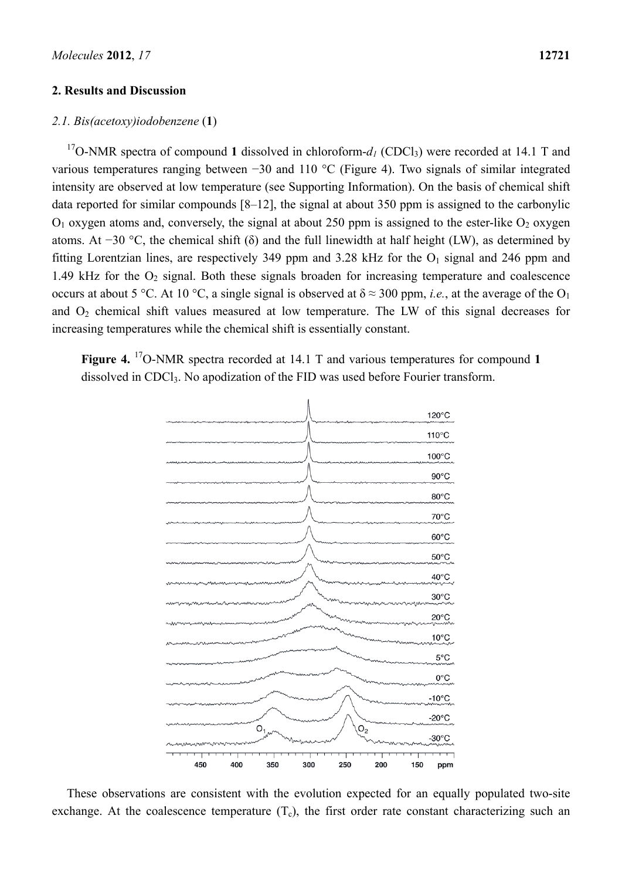## 2. Results and Discussion

### 2.1. Bis(acetoxy)iodobenzene (1)

$^{17}$O-NMR spectra of compound **1** dissolved in chloroform-$d_1$ ($CDCl_3$) were recorded at 14.1 T and various temperatures ranging between −30 and 110 °C (Figure 4). Two signals of similar integrated intensity are observed at low temperature (see Supporting Information). On the basis of chemical shift data reported for similar compounds [8–12], the signal at about 350 ppm is assigned to the carbonylic $O_1$ oxygen atoms and, conversely, the signal at about 250 ppm is assigned to the ester-like $O_2$ oxygen atoms. At −30 °C, the chemical shift (δ) and the full linewidth at half height (LW), as determined by fitting Lorentzian lines, are respectively 349 ppm and 3.28 kHz for the $O_1$ signal and 246 ppm and 1.49 kHz for the $O_2$ signal. Both these signals broaden for increasing temperature and coalescence occurs at about 5 °C. At 10 °C, a single signal is observed at δ ≈ 300 ppm, *i.e.*, at the average of the $O_1$ and $O_2$ chemical shift values measured at low temperature. The LW of this signal decreases for increasing temperatures while the chemical shift is essentially constant.

**Figure 4.** $^{17}$O-NMR spectra recorded at 14.1 T and various temperatures for compound **1** dissolved in $CDCl_3$. No apodization of the FID was used before Fourier transform.

These observations are consistent with the evolution expected for an equally populated two-site exchange. At the coalescence temperature ($T_c$), the first order rate constant characterizing such an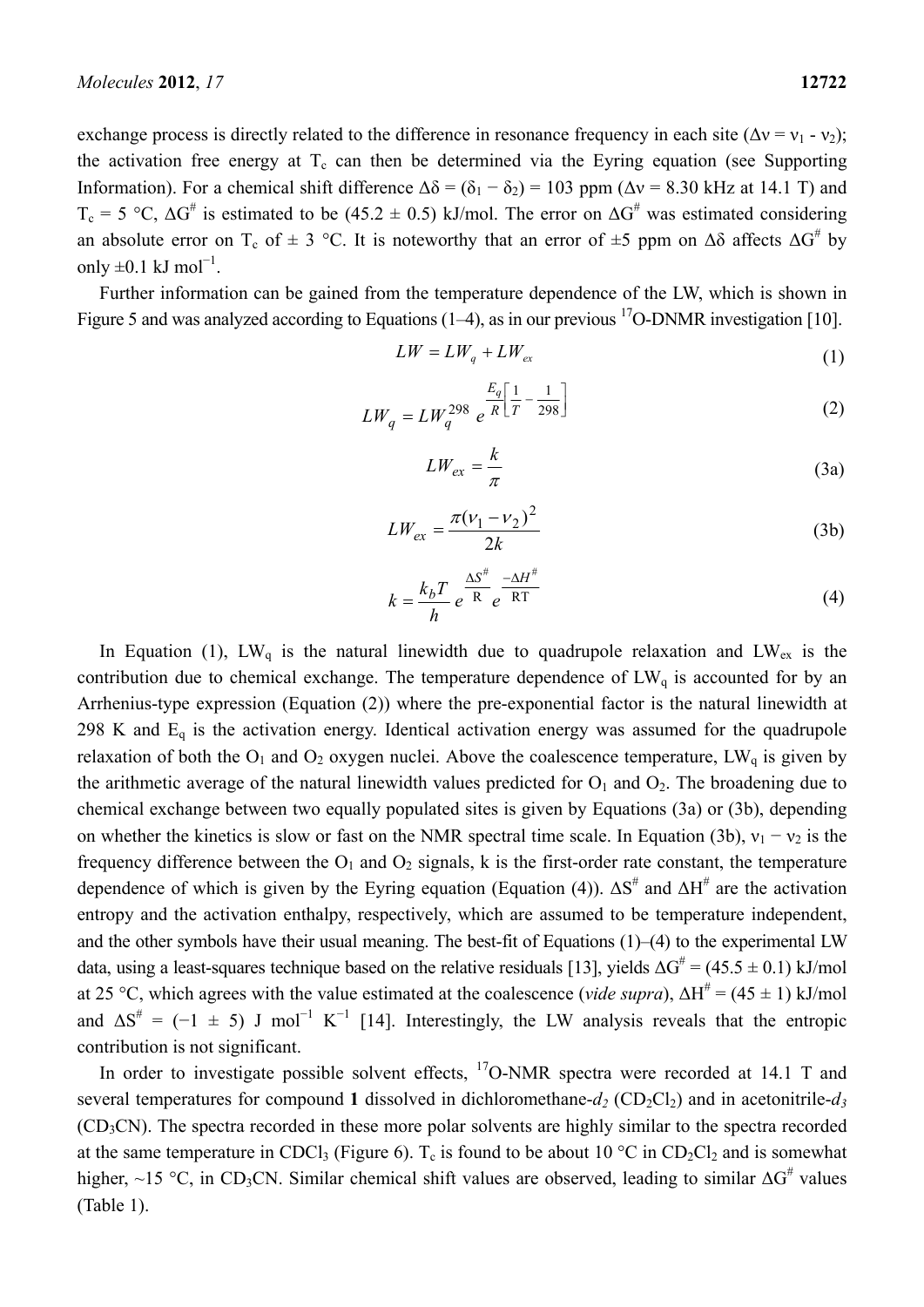exchange process is directly related to the difference in resonance frequency in each site ($\Delta\nu = \nu_1 - \nu_2$); the activation free energy at $T_c$ can then be determined via the Eyring equation (see Supporting Information). For a chemical shift difference $\Delta\delta = (\delta_1 - \delta_2) = 103$ ppm ($\Delta\nu = 8.30$ kHz at 14.1 T) and $T_c = 5$ °C, $\Delta G^{\#}$ is estimated to be (45.2 ± 0.5) kJ/mol. The error on $\Delta G^{\#}$ was estimated considering an absolute error on $T_c$ of ± 3 °C. It is noteworthy that an error of ±5 ppm on $\Delta\delta$ affects $\Delta G^{\#}$ by only ±0.1 kJ mol$^{-1}$.

Further information can be gained from the temperature dependence of the LW, which is shown in Figure 5 and was analyzed according to Equations (1–4), as in our previous $^{17}$O-DNMR investigation [10].

$$LW = LW_q + LW_{ex} \tag{1}$$

$$LW_q = LW_q^{298}\, e^{\frac{E_q}{R}\left[\frac{1}{T} - \frac{1}{298}\right]} \tag{2}$$

$$LW_{ex} = \frac{k}{\pi} \tag{3a}$$

$$LW_{ex} = \frac{\pi(\nu_1 - \nu_2)^2}{2k} \tag{3b}$$

$$k = \frac{k_b T}{h}\, e^{\frac{\Delta S^{\#}}{R}}\, e^{\frac{-\Delta H^{\#}}{RT}} \tag{4}$$

In Equation (1), $LW_q$ is the natural linewidth due to quadrupole relaxation and $LW_{ex}$ is the contribution due to chemical exchange. The temperature dependence of $LW_q$ is accounted for by an Arrhenius-type expression (Equation (2)) where the pre-exponential factor is the natural linewidth at 298 K and $E_q$ is the activation energy. Identical activation energy was assumed for the quadrupole relaxation of both the $O_1$ and $O_2$ oxygen nuclei. Above the coalescence temperature, $LW_q$ is given by the arithmetic average of the natural linewidth values predicted for $O_1$ and $O_2$. The broadening due to chemical exchange between two equally populated sites is given by Equations (3a) or (3b), depending on whether the kinetics is slow or fast on the NMR spectral time scale. In Equation (3b), $\nu_1 - \nu_2$ is the frequency difference between the $O_1$ and $O_2$ signals, k is the first-order rate constant, the temperature dependence of which is given by the Eyring equation (Equation (4)). $\Delta S^{\#}$ and $\Delta H^{\#}$ are the activation entropy and the activation enthalpy, respectively, which are assumed to be temperature independent, and the other symbols have their usual meaning. The best-fit of Equations (1)–(4) to the experimental LW data, using a least-squares technique based on the relative residuals [13], yields $\Delta G^{\#} = (45.5 \pm 0.1)$ kJ/mol at 25 °C, which agrees with the value estimated at the coalescence (*vide supra*), $\Delta H^{\#} = (45 \pm 1)$ kJ/mol and $\Delta S^{\#} = (-1 \pm 5)$ J mol$^{-1}$ K$^{-1}$ [14]. Interestingly, the LW analysis reveals that the entropic contribution is not significant.

In order to investigate possible solvent effects, $^{17}$O-NMR spectra were recorded at 14.1 T and several temperatures for compound **1** dissolved in dichloromethane-*d*$_2$ ($CD_2Cl_2$) and in acetonitrile-*d*$_3$ ($CD_3CN$). The spectra recorded in these more polar solvents are highly similar to the spectra recorded at the same temperature in $CDCl_3$ (Figure 6). $T_c$ is found to be about 10 °C in $CD_2Cl_2$ and is somewhat higher, ~15 °C, in $CD_3CN$. Similar chemical shift values are observed, leading to similar $\Delta G^{\#}$ values (Table 1).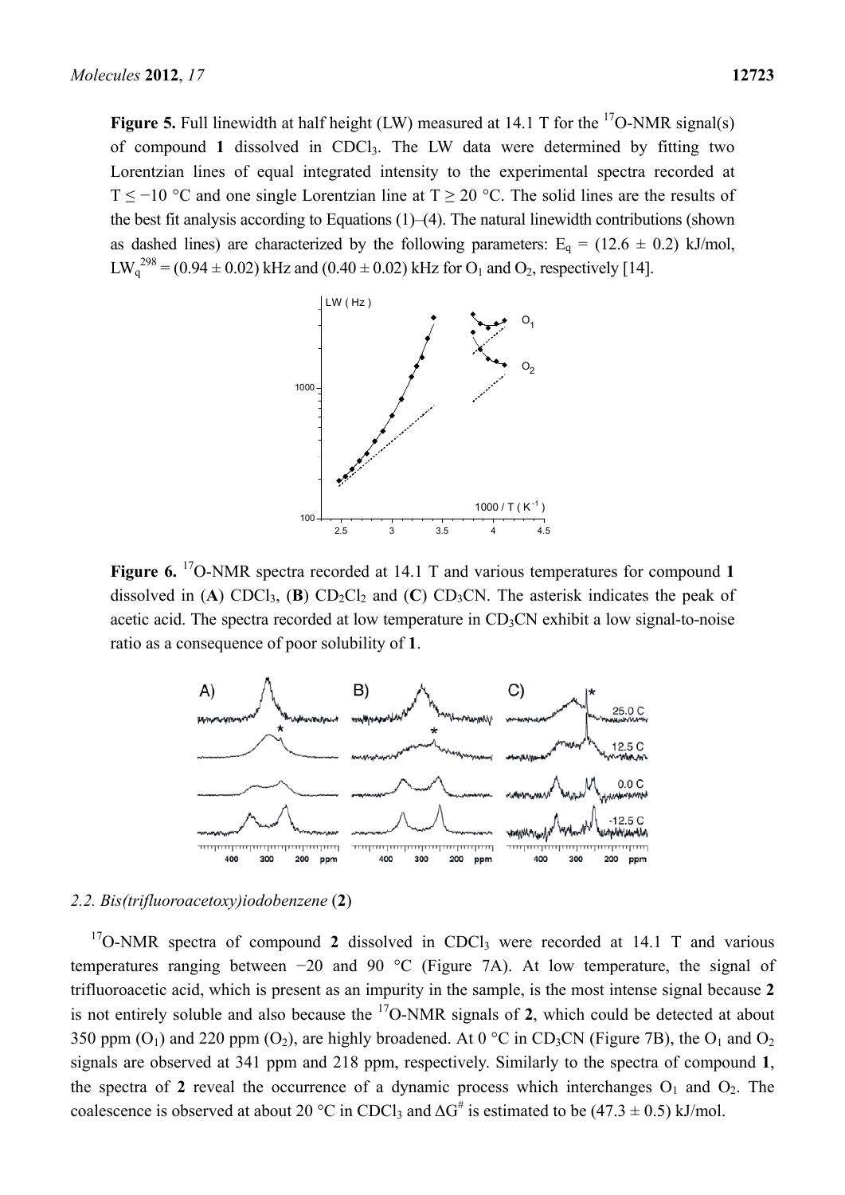**Figure 5.** Full linewidth at half height (LW) measured at 14.1 T for the $^{17}O$-NMR signal(s) of compound **1** dissolved in $CDCl_3$. The LW data were determined by fitting two Lorentzian lines of equal integrated intensity to the experimental spectra recorded at T ≤ −10 °C and one single Lorentzian line at T ≥ 20 °C. The solid lines are the results of the best fit analysis according to Equations (1)–(4). The natural linewidth contributions (shown as dashed lines) are characterized by the following parameters: $E_q$ = (12.6 ± 0.2) kJ/mol, $LW_q^{298}$ = (0.94 ± 0.02) kHz and (0.40 ± 0.02) kHz for $O_1$ and $O_2$, respectively [14].

**Figure 6.** $^{17}O$-NMR spectra recorded at 14.1 T and various temperatures for compound **1** dissolved in (**A**) $CDCl_3$, (**B**) $CD_2Cl_2$ and (**C**) $CD_3CN$. The asterisk indicates the peak of acetic acid. The spectra recorded at low temperature in $CD_3CN$ exhibit a low signal-to-noise ratio as a consequence of poor solubility of **1**.

### 2.2. Bis(trifluoroacetoxy)iodobenzene (2)

$^{17}O$-NMR spectra of compound **2** dissolved in $CDCl_3$ were recorded at 14.1 T and various temperatures ranging between −20 and 90 °C (Figure 7A). At low temperature, the signal of trifluoroacetic acid, which is present as an impurity in the sample, is the most intense signal because **2** is not entirely soluble and also because the $^{17}O$-NMR signals of **2**, which could be detected at about 350 ppm ($O_1$) and 220 ppm ($O_2$), are highly broadened. At 0 °C in $CD_3CN$ (Figure 7B), the $O_1$ and $O_2$ signals are observed at 341 ppm and 218 ppm, respectively. Similarly to the spectra of compound **1**, the spectra of **2** reveal the occurrence of a dynamic process which interchanges $O_1$ and $O_2$. The coalescence is observed at about 20 °C in $CDCl_3$ and $\Delta G^{\#}$ is estimated to be (47.3 ± 0.5) kJ/mol.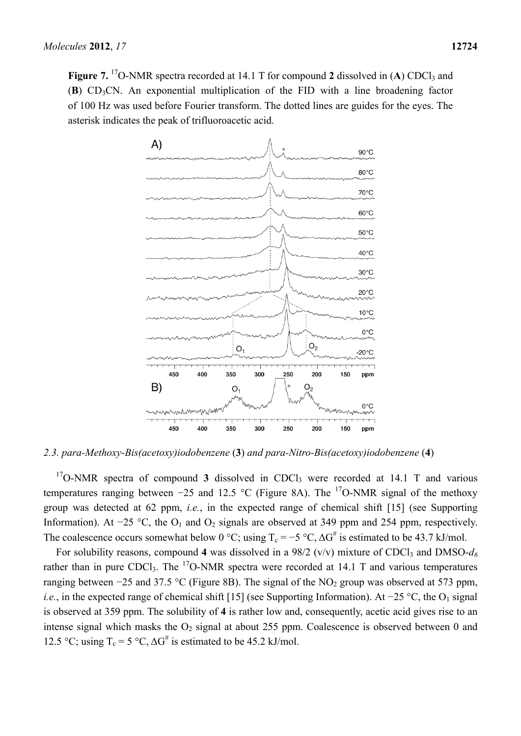**Figure 7.** $^{17}O$-NMR spectra recorded at 14.1 T for compound **2** dissolved in (**A**) $CDCl_3$ and (**B**) $CD_3CN$. An exponential multiplication of the FID with a line broadening factor of 100 Hz was used before Fourier transform. The dotted lines are guides for the eyes. The asterisk indicates the peak of trifluoroacetic acid.

*2.3. para-Methoxy-Bis(acetoxy)iodobenzene* (**3**) *and para-Nitro-Bis(acetoxy)iodobenzene* (**4**)

$^{17}O$-NMR spectra of compound **3** dissolved in $CDCl_3$ were recorded at 14.1 T and various temperatures ranging between −25 and 12.5 °C (Figure 8A). The $^{17}O$-NMR signal of the methoxy group was detected at 62 ppm, *i.e.*, in the expected range of chemical shift [15] (see Supporting Information). At −25 °C, the $O_1$ and $O_2$ signals are observed at 349 ppm and 254 ppm, respectively. The coalescence occurs somewhat below 0 °C; using $T_c = -5$ °C, $\Delta G^{\#}$ is estimated to be 43.7 kJ/mol.

For solubility reasons, compound **4** was dissolved in a 98/2 (v/v) mixture of $CDCl_3$ and DMSO-$d_6$ rather than in pure $CDCl_3$. The $^{17}O$-NMR spectra were recorded at 14.1 T and various temperatures ranging between −25 and 37.5 °C (Figure 8B). The signal of the $NO_2$ group was observed at 573 ppm, *i.e.*, in the expected range of chemical shift [15] (see Supporting Information). At −25 °C, the $O_1$ signal is observed at 359 ppm. The solubility of **4** is rather low and, consequently, acetic acid gives rise to an intense signal which masks the $O_2$ signal at about 255 ppm. Coalescence is observed between 0 and 12.5 °C; using $T_c = 5$ °C, $\Delta G^{\#}$ is estimated to be 45.2 kJ/mol.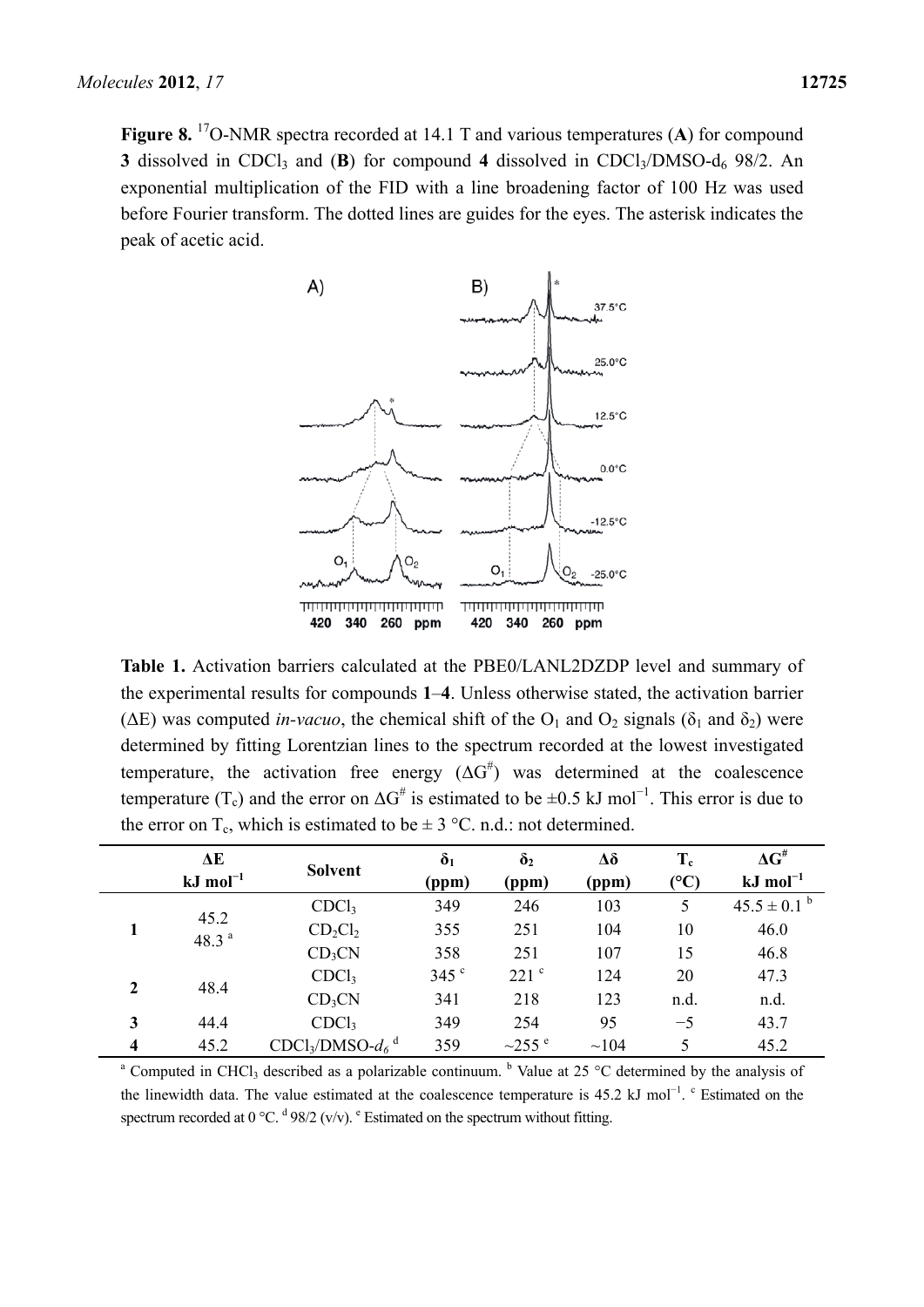**Figure 8.** $^{17}$O-NMR spectra recorded at 14.1 T and various temperatures (**A**) for compound **3** dissolved in $CDCl_3$ and (**B**) for compound **4** dissolved in $CDCl_3$/DMSO-$d_6$ 98/2. An exponential multiplication of the FID with a line broadening factor of 100 Hz was used before Fourier transform. The dotted lines are guides for the eyes. The asterisk indicates the peak of acetic acid.

**Table 1.** Activation barriers calculated at the PBE0/LANL2DZDP level and summary of the experimental results for compounds **1**–**4**. Unless otherwise stated, the activation barrier ($\Delta E$) was computed *in-vacuo*, the chemical shift of the $O_1$ and $O_2$ signals ($\delta_1$ and $\delta_2$) were determined by fitting Lorentzian lines to the spectrum recorded at the lowest investigated temperature, the activation free energy ($\Delta G^{\#}$) was determined at the coalescence temperature ($T_c$) and the error on $\Delta G^{\#}$ is estimated to be $\pm 0.5$ kJ mol$^{-1}$. This error is due to the error on $T_c$, which is estimated to be $\pm$ 3 °C. n.d.: not determined.

| | $\Delta E$ kJ mol$^{-1}$ | Solvent | $\delta_1$ (ppm) | $\delta_2$ (ppm) | $\Delta\delta$ (ppm) | $T_c$ (°C) | $\Delta G^{\#}$ kJ mol$^{-1}$ |
|---|---|---|---|---|---|---|---|
| **1** | 45.2<br>48.3 [a] | $CDCl_3$ | 349 | 246 | 103 | 5 | 45.5 ± 0.1 [b] |
| | | $CD_2Cl_2$ | 355 | 251 | 104 | 10 | 46.0 |
| | | $CD_3CN$ | 358 | 251 | 107 | 15 | 46.8 |
| **2** | 48.4 | $CDCl_3$ | 345 [c] | 221 [c] | 124 | 20 | 47.3 |
| | | $CD_3CN$ | 341 | 218 | 123 | n.d. | n.d. |
| **3** | 44.4 | $CDCl_3$ | 349 | 254 | 95 | −5 | 43.7 |
| **4** | 45.2 | $CDCl_3$/DMSO-$d_6$ [d] | 359 | ~255 [e] | ~104 | 5 | 45.2 |

[a] Computed in $CHCl_3$ described as a polarizable continuum. [b] Value at 25 °C determined by the analysis of the linewidth data. The value estimated at the coalescence temperature is 45.2 kJ mol$^{-1}$. [c] Estimated on the spectrum recorded at 0 °C. [d] 98/2 (v/v). [e] Estimated on the spectrum without fitting.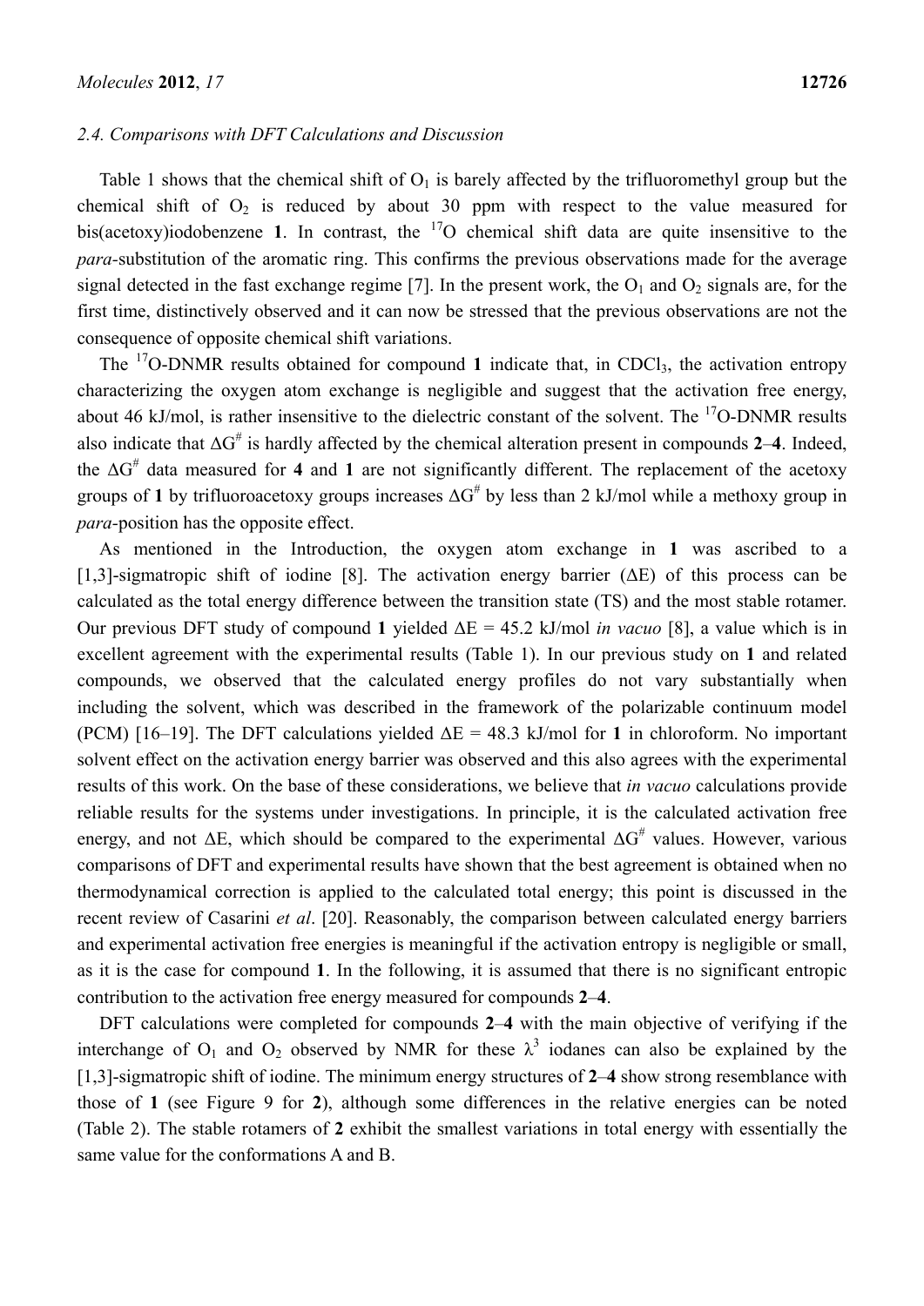### 2.4. Comparisons with DFT Calculations and Discussion

Table 1 shows that the chemical shift of $O_1$ is barely affected by the trifluoromethyl group but the chemical shift of $O_2$ is reduced by about 30 ppm with respect to the value measured for bis(acetoxy)iodobenzene **1**. In contrast, the $^{17}O$ chemical shift data are quite insensitive to the *para*-substitution of the aromatic ring. This confirms the previous observations made for the average signal detected in the fast exchange regime [7]. In the present work, the $O_1$ and $O_2$ signals are, for the first time, distinctively observed and it can now be stressed that the previous observations are not the consequence of opposite chemical shift variations.

The $^{17}O$-DNMR results obtained for compound **1** indicate that, in $CDCl_3$, the activation entropy characterizing the oxygen atom exchange is negligible and suggest that the activation free energy, about 46 kJ/mol, is rather insensitive to the dielectric constant of the solvent. The $^{17}O$-DNMR results also indicate that $\Delta G^{\#}$ is hardly affected by the chemical alteration present in compounds **2**–**4**. Indeed, the $\Delta G^{\#}$ data measured for **4** and **1** are not significantly different. The replacement of the acetoxy groups of **1** by trifluoroacetoxy groups increases $\Delta G^{\#}$ by less than 2 kJ/mol while a methoxy group in *para*-position has the opposite effect.

As mentioned in the Introduction, the oxygen atom exchange in **1** was ascribed to a [1,3]-sigmatropic shift of iodine [8]. The activation energy barrier ($\Delta E$) of this process can be calculated as the total energy difference between the transition state (TS) and the most stable rotamer. Our previous DFT study of compound **1** yielded $\Delta E$ = 45.2 kJ/mol *in vacuo* [8], a value which is in excellent agreement with the experimental results (Table 1). In our previous study on **1** and related compounds, we observed that the calculated energy profiles do not vary substantially when including the solvent, which was described in the framework of the polarizable continuum model (PCM) [16–19]. The DFT calculations yielded $\Delta E$ = 48.3 kJ/mol for **1** in chloroform. No important solvent effect on the activation energy barrier was observed and this also agrees with the experimental results of this work. On the base of these considerations, we believe that *in vacuo* calculations provide reliable results for the systems under investigations. In principle, it is the calculated activation free energy, and not $\Delta E$, which should be compared to the experimental $\Delta G^{\#}$ values. However, various comparisons of DFT and experimental results have shown that the best agreement is obtained when no thermodynamical correction is applied to the calculated total energy; this point is discussed in the recent review of Casarini *et al*. [20]. Reasonably, the comparison between calculated energy barriers and experimental activation free energies is meaningful if the activation entropy is negligible or small, as it is the case for compound **1**. In the following, it is assumed that there is no significant entropic contribution to the activation free energy measured for compounds **2**–**4**.

DFT calculations were completed for compounds **2**–**4** with the main objective of verifying if the interchange of $O_1$ and $O_2$ observed by NMR for these $\lambda^3$ iodanes can also be explained by the [1,3]-sigmatropic shift of iodine. The minimum energy structures of **2**–**4** show strong resemblance with those of **1** (see Figure 9 for **2**), although some differences in the relative energies can be noted (Table 2). The stable rotamers of **2** exhibit the smallest variations in total energy with essentially the same value for the conformations A and B.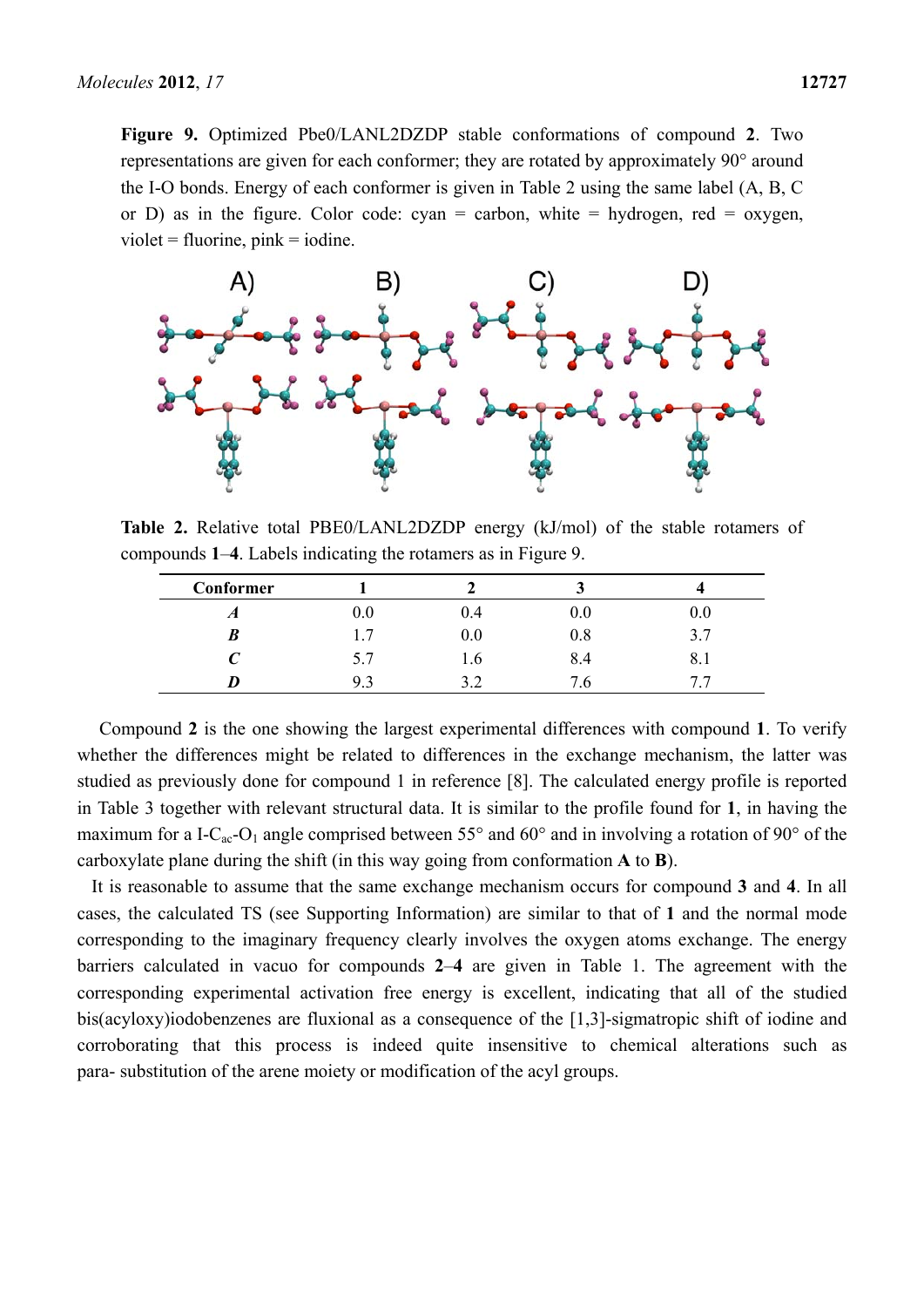**Figure 9.** Optimized Pbe0/LANL2DZDP stable conformations of compound **2**. Two representations are given for each conformer; they are rotated by approximately 90° around the I-O bonds. Energy of each conformer is given in Table 2 using the same label (A, B, C or D) as in the figure. Color code: cyan = carbon, white = hydrogen, red = oxygen, violet = fluorine, pink = iodine.

**Table 2.** Relative total PBE0/LANL2DZDP energy (kJ/mol) of the stable rotamers of compounds **1**–**4**. Labels indicating the rotamers as in Figure 9.

| Conformer | 1 | 2 | 3 | 4 |
|---|---|---|---|---|
| ***A*** | 0.0 | 0.4 | 0.0 | 0.0 |
| ***B*** | 1.7 | 0.0 | 0.8 | 3.7 |
| ***C*** | 5.7 | 1.6 | 8.4 | 8.1 |
| ***D*** | 9.3 | 3.2 | 7.6 | 7.7 |

Compound **2** is the one showing the largest experimental differences with compound **1**. To verify whether the differences might be related to differences in the exchange mechanism, the latter was studied as previously done for compound 1 in reference [8]. The calculated energy profile is reported in Table 3 together with relevant structural data. It is similar to the profile found for **1**, in having the maximum for a I-$C_{ac}$-$O_1$ angle comprised between 55° and 60° and in involving a rotation of 90° of the carboxylate plane during the shift (in this way going from conformation **A** to **B**).

It is reasonable to assume that the same exchange mechanism occurs for compound **3** and **4**. In all cases, the calculated TS (see Supporting Information) are similar to that of **1** and the normal mode corresponding to the imaginary frequency clearly involves the oxygen atoms exchange. The energy barriers calculated in vacuo for compounds **2**–**4** are given in Table 1. The agreement with the corresponding experimental activation free energy is excellent, indicating that all of the studied bis(acyloxy)iodobenzenes are fluxional as a consequence of the [1,3]-sigmatropic shift of iodine and corroborating that this process is indeed quite insensitive to chemical alterations such as para- substitution of the arene moiety or modification of the acyl groups.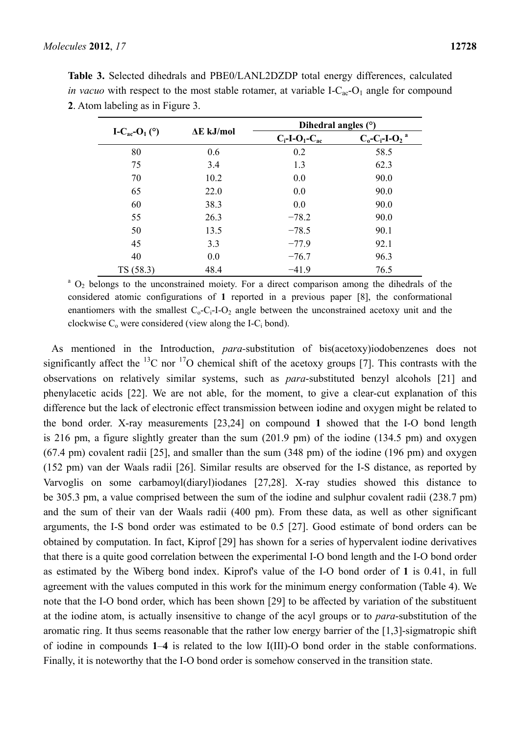**Table 3.** Selected dihedrals and PBE0/LANL2DZDP total energy differences, calculated *in vacuo* with respect to the most stable rotamer, at variable I-$C_{ac}$-$O_1$ angle for compound **2**. Atom labeling as in Figure 3.

| I-$C_{ac}$-$O_1$ (°) | ΔE kJ/mol | Dihedral angles (°) | |
|---|---|---|---|
| | | $C_i$-I-$O_1$-$C_{ac}$ | $C_o$-$C_i$-I-$O_2$ [a] |
| 80 | 0.6 | 0.2 | 58.5 |
| 75 | 3.4 | 1.3 | 62.3 |
| 70 | 10.2 | 0.0 | 90.0 |
| 65 | 22.0 | 0.0 | 90.0 |
| 60 | 38.3 | 0.0 | 90.0 |
| 55 | 26.3 | −78.2 | 90.0 |
| 50 | 13.5 | −78.5 | 90.1 |
| 45 | 3.3 | −77.9 | 92.1 |
| 40 | 0.0 | −76.7 | 96.3 |
| TS (58.3) | 48.4 | −41.9 | 76.5 |

[a] $O_2$ belongs to the unconstrained moiety. For a direct comparison among the dihedrals of the considered atomic configurations of **1** reported in a previous paper [8], the conformational enantiomers with the smallest $C_o$-$C_i$-I-$O_2$ angle between the unconstrained acetoxy unit and the clockwise $C_o$ were considered (view along the I-$C_i$ bond).

As mentioned in the Introduction, *para*-substitution of bis(acetoxy)iodobenzenes does not significantly affect the $^{13}$C nor $^{17}$O chemical shift of the acetoxy groups [7]. This contrasts with the observations on relatively similar systems, such as *para*-substituted benzyl alcohols [21] and phenylacetic acids [22]. We are not able, for the moment, to give a clear-cut explanation of this difference but the lack of electronic effect transmission between iodine and oxygen might be related to the bond order. X-ray measurements [23,24] on compound **1** showed that the I-O bond length is 216 pm, a figure slightly greater than the sum (201.9 pm) of the iodine (134.5 pm) and oxygen (67.4 pm) covalent radii [25], and smaller than the sum (348 pm) of the iodine (196 pm) and oxygen (152 pm) van der Waals radii [26]. Similar results are observed for the I-S distance, as reported by Varvoglis on some carbamoyl(diaryl)iodanes [27,28]. X-ray studies showed this distance to be 305.3 pm, a value comprised between the sum of the iodine and sulphur covalent radii (238.7 pm) and the sum of their van der Waals radii (400 pm). From these data, as well as other significant arguments, the I-S bond order was estimated to be 0.5 [27]. Good estimate of bond orders can be obtained by computation. In fact, Kiprof [29] has shown for a series of hypervalent iodine derivatives that there is a quite good correlation between the experimental I-O bond length and the I-O bond order as estimated by the Wiberg bond index. Kiprof's value of the I-O bond order of **1** is 0.41, in full agreement with the values computed in this work for the minimum energy conformation (Table 4). We note that the I-O bond order, which has been shown [29] to be affected by variation of the substituent at the iodine atom, is actually insensitive to change of the acyl groups or to *para*-substitution of the aromatic ring. It thus seems reasonable that the rather low energy barrier of the [1,3]-sigmatropic shift of iodine in compounds **1**–**4** is related to the low I(III)-O bond order in the stable conformations. Finally, it is noteworthy that the I-O bond order is somehow conserved in the transition state.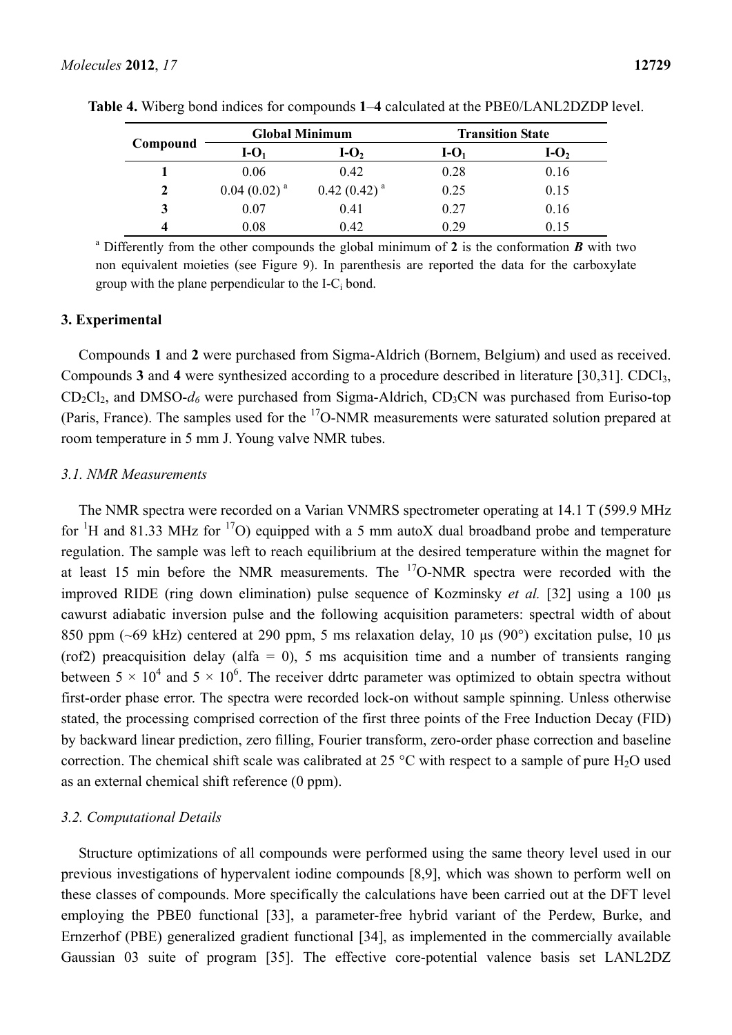**Table 4.** Wiberg bond indices for compounds **1**–**4** calculated at the PBE0/LANL2DZDP level.

| Compound | Global Minimum | | Transition State | |
|---|---|---|---|---|
| | I-$O_1$ | I-$O_2$ | I-$O_1$ | I-$O_2$ |
| **1** | 0.06 | 0.42 | 0.28 | 0.16 |
| **2** | 0.04 (0.02) [a] | 0.42 (0.42) [a] | 0.25 | 0.15 |
| **3** | 0.07 | 0.41 | 0.27 | 0.16 |
| **4** | 0.08 | 0.42 | 0.29 | 0.15 |

[a] Differently from the other compounds the global minimum of **2** is the conformation ***B*** with two non equivalent moieties (see Figure 9). In parenthesis are reported the data for the carboxylate group with the plane perpendicular to the I-$C_i$ bond.

## 3. Experimental

Compounds **1** and **2** were purchased from Sigma-Aldrich (Bornem, Belgium) and used as received. Compounds **3** and **4** were synthesized according to a procedure described in literature [30,31]. $CDCl_3$, $CD_2Cl_2$, and DMSO-$d_6$ were purchased from Sigma-Aldrich, $CD_3CN$ was purchased from Euriso-top (Paris, France). The samples used for the $^{17}O$-NMR measurements were saturated solution prepared at room temperature in 5 mm J. Young valve NMR tubes.

### *3.1. NMR Measurements*

The NMR spectra were recorded on a Varian VNMRS spectrometer operating at 14.1 T (599.9 MHz for $^1H$ and 81.33 MHz for $^{17}O$) equipped with a 5 mm autoX dual broadband probe and temperature regulation. The sample was left to reach equilibrium at the desired temperature within the magnet for at least 15 min before the NMR measurements. The $^{17}O$-NMR spectra were recorded with the improved RIDE (ring down elimination) pulse sequence of Kozminsky *et al.* [32] using a 100 μs cawurst adiabatic inversion pulse and the following acquisition parameters: spectral width of about 850 ppm (~69 kHz) centered at 290 ppm, 5 ms relaxation delay, 10 μs (90°) excitation pulse, 10 μs (rof2) preacquisition delay (alfa = 0), 5 ms acquisition time and a number of transients ranging between $5 \times 10^4$ and $5 \times 10^6$. The receiver ddrtc parameter was optimized to obtain spectra without first-order phase error. The spectra were recorded lock-on without sample spinning. Unless otherwise stated, the processing comprised correction of the first three points of the Free Induction Decay (FID) by backward linear prediction, zero filling, Fourier transform, zero-order phase correction and baseline correction. The chemical shift scale was calibrated at 25 °C with respect to a sample of pure $H_2O$ used as an external chemical shift reference (0 ppm).

### *3.2. Computational Details*

Structure optimizations of all compounds were performed using the same theory level used in our previous investigations of hypervalent iodine compounds [8,9], which was shown to perform well on these classes of compounds. More specifically the calculations have been carried out at the DFT level employing the PBE0 functional [33], a parameter-free hybrid variant of the Perdew, Burke, and Ernzerhof (PBE) generalized gradient functional [34], as implemented in the commercially available Gaussian 03 suite of program [35]. The effective core-potential valence basis set LANL2DZ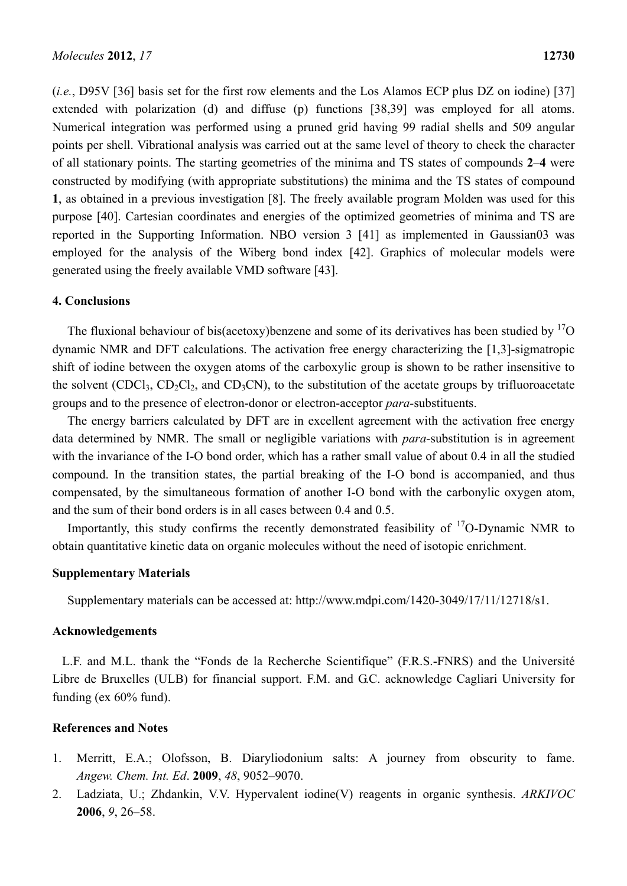(*i.e.*, D95V [36] basis set for the first row elements and the Los Alamos ECP plus DZ on iodine) [37] extended with polarization (d) and diffuse (p) functions [38,39] was employed for all atoms. Numerical integration was performed using a pruned grid having 99 radial shells and 509 angular points per shell. Vibrational analysis was carried out at the same level of theory to check the character of all stationary points. The starting geometries of the minima and TS states of compounds **2**–**4** were constructed by modifying (with appropriate substitutions) the minima and the TS states of compound **1**, as obtained in a previous investigation [8]. The freely available program Molden was used for this purpose [40]. Cartesian coordinates and energies of the optimized geometries of minima and TS are reported in the Supporting Information. NBO version 3 [41] as implemented in Gaussian03 was employed for the analysis of the Wiberg bond index [42]. Graphics of molecular models were generated using the freely available VMD software [43].

## 4. Conclusions

The fluxional behaviour of bis(acetoxy)benzene and some of its derivatives has been studied by $^{17}O$ dynamic NMR and DFT calculations. The activation free energy characterizing the [1,3]-sigmatropic shift of iodine between the oxygen atoms of the carboxylic group is shown to be rather insensitive to the solvent ($CDCl_3$, $CD_2Cl_2$, and $CD_3CN$), to the substitution of the acetate groups by trifluoroacetate groups and to the presence of electron-donor or electron-acceptor *para*-substituents.

The energy barriers calculated by DFT are in excellent agreement with the activation free energy data determined by NMR. The small or negligible variations with *para*-substitution is in agreement with the invariance of the I-O bond order, which has a rather small value of about 0.4 in all the studied compound. In the transition states, the partial breaking of the I-O bond is accompanied, and thus compensated, by the simultaneous formation of another I-O bond with the carbonylic oxygen atom, and the sum of their bond orders is in all cases between 0.4 and 0.5.

Importantly, this study confirms the recently demonstrated feasibility of $^{17}O$-Dynamic NMR to obtain quantitative kinetic data on organic molecules without the need of isotopic enrichment.

## Supplementary Materials

Supplementary materials can be accessed at: http://www.mdpi.com/1420-3049/17/11/12718/s1.

## Acknowledgements

L.F. and M.L. thank the "Fonds de la Recherche Scientifique" (F.R.S.-FNRS) and the Université Libre de Bruxelles (ULB) for financial support. F.M. and G.C. acknowledge Cagliari University for funding (ex 60% fund).

## References and Notes

1. Merritt, E.A.; Olofsson, B. Diaryliodonium salts: A journey from obscurity to fame. *Angew. Chem. Int. Ed*. **2009**, *48*, 9052–9070.
2. Ladziata, U.; Zhdankin, V.V. Hypervalent iodine(V) reagents in organic synthesis. *ARKIVOC* **2006**, *9*, 26–58.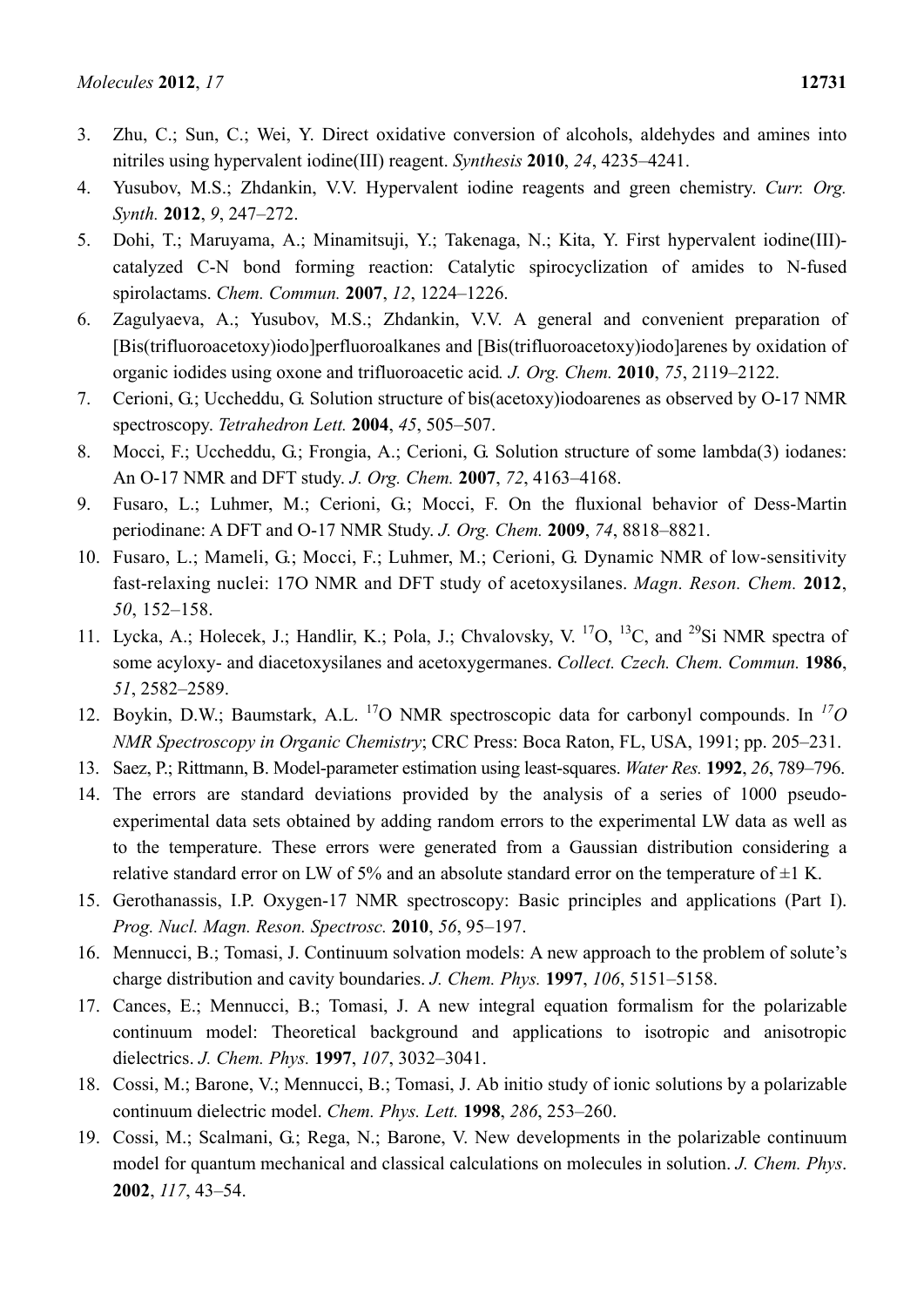3. Zhu, C.; Sun, C.; Wei, Y. Direct oxidative conversion of alcohols, aldehydes and amines into nitriles using hypervalent iodine(III) reagent. *Synthesis* **2010**, *24*, 4235–4241.
4. Yusubov, M.S.; Zhdankin, V.V. Hypervalent iodine reagents and green chemistry. *Curr. Org. Synth.* **2012**, *9*, 247–272.
5. Dohi, T.; Maruyama, A.; Minamitsuji, Y.; Takenaga, N.; Kita, Y. First hypervalent iodine(III)-catalyzed C-N bond forming reaction: Catalytic spirocyclization of amides to N-fused spirolactams. *Chem. Commun.* **2007**, *12*, 1224–1226.
6. Zagulyaeva, A.; Yusubov, M.S.; Zhdankin, V.V. A general and convenient preparation of [Bis(trifluoroacetoxy)iodo]perfluoroalkanes and [Bis(trifluoroacetoxy)iodo]arenes by oxidation of organic iodides using oxone and trifluoroacetic acid. *J. Org. Chem.* **2010**, *75*, 2119–2122.
7. Cerioni, G.; Uccheddu, G. Solution structure of bis(acetoxy)iodoarenes as observed by O-17 NMR spectroscopy. *Tetrahedron Lett.* **2004**, *45*, 505–507.
8. Mocci, F.; Uccheddu, G.; Frongia, A.; Cerioni, G. Solution structure of some lambda(3) iodanes: An O-17 NMR and DFT study. *J. Org. Chem.* **2007**, *72*, 4163–4168.
9. Fusaro, L.; Luhmer, M.; Cerioni, G.; Mocci, F. On the fluxional behavior of Dess-Martin periodinane: A DFT and O-17 NMR Study. *J. Org. Chem.* **2009**, *74*, 8818–8821.
10. Fusaro, L.; Mameli, G.; Mocci, F.; Luhmer, M.; Cerioni, G. Dynamic NMR of low-sensitivity fast-relaxing nuclei: 17O NMR and DFT study of acetoxysilanes. *Magn. Reson. Chem.* **2012**, *50*, 152–158.
11. Lycka, A.; Holecek, J.; Handlir, K.; Pola, J.; Chvalovsky, V. $^{17}$O, $^{13}$C, and $^{29}$Si NMR spectra of some acyloxy- and diacetoxysilanes and acetoxygermanes. *Collect. Czech. Chem. Commun.* **1986**, *51*, 2582–2589.
12. Boykin, D.W.; Baumstark, A.L. $^{17}$O NMR spectroscopic data for carbonyl compounds. In *$^{17}$O NMR Spectroscopy in Organic Chemistry*; CRC Press: Boca Raton, FL, USA, 1991; pp. 205–231.
13. Saez, P.; Rittmann, B. Model-parameter estimation using least-squares. *Water Res.* **1992**, *26*, 789–796.
14. The errors are standard deviations provided by the analysis of a series of 1000 pseudo-experimental data sets obtained by adding random errors to the experimental LW data as well as to the temperature. These errors were generated from a Gaussian distribution considering a relative standard error on LW of 5% and an absolute standard error on the temperature of ±1 K.
15. Gerothanassis, I.P. Oxygen-17 NMR spectroscopy: Basic principles and applications (Part I). *Prog. Nucl. Magn. Reson. Spectrosc.* **2010**, *56*, 95–197.
16. Mennucci, B.; Tomasi, J. Continuum solvation models: A new approach to the problem of solute's charge distribution and cavity boundaries. *J. Chem. Phys.* **1997**, *106*, 5151–5158.
17. Cances, E.; Mennucci, B.; Tomasi, J. A new integral equation formalism for the polarizable continuum model: Theoretical background and applications to isotropic and anisotropic dielectrics. *J. Chem. Phys.* **1997**, *107*, 3032–3041.
18. Cossi, M.; Barone, V.; Mennucci, B.; Tomasi, J. Ab initio study of ionic solutions by a polarizable continuum dielectric model. *Chem. Phys. Lett.* **1998**, *286*, 253–260.
19. Cossi, M.; Scalmani, G.; Rega, N.; Barone, V. New developments in the polarizable continuum model for quantum mechanical and classical calculations on molecules in solution. *J. Chem. Phys.* **2002**, *117*, 43–54.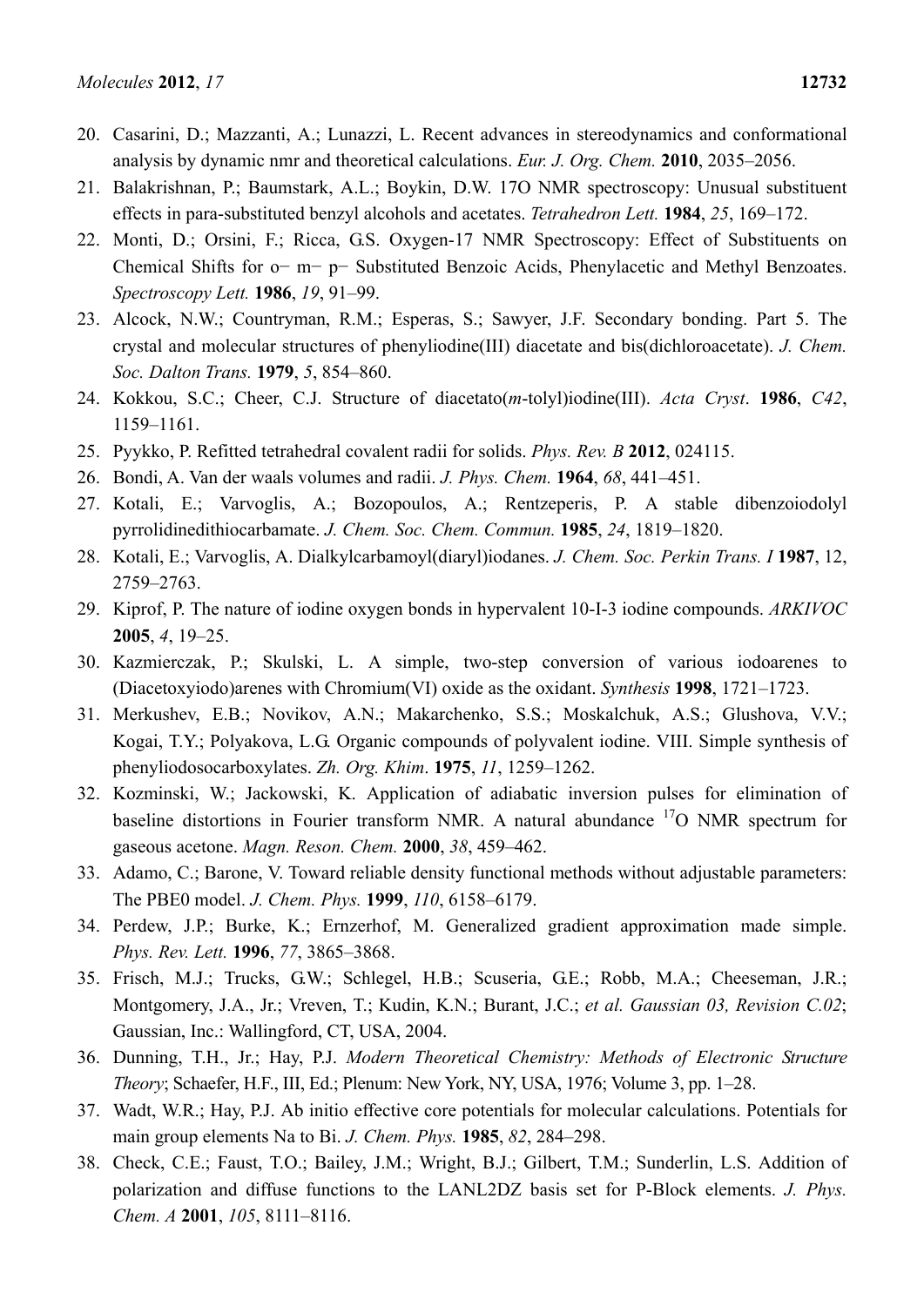20. Casarini, D.; Mazzanti, A.; Lunazzi, L. Recent advances in stereodynamics and conformational analysis by dynamic nmr and theoretical calculations. *Eur. J. Org. Chem.* **2010**, 2035–2056.
21. Balakrishnan, P.; Baumstark, A.L.; Boykin, D.W. 17O NMR spectroscopy: Unusual substituent effects in para-substituted benzyl alcohols and acetates. *Tetrahedron Lett.* **1984**, *25*, 169–172.
22. Monti, D.; Orsini, F.; Ricca, G.S. Oxygen-17 NMR Spectroscopy: Effect of Substituents on Chemical Shifts for o− m− p− Substituted Benzoic Acids, Phenylacetic and Methyl Benzoates. *Spectroscopy Lett.* **1986**, *19*, 91–99.
23. Alcock, N.W.; Countryman, R.M.; Esperas, S.; Sawyer, J.F. Secondary bonding. Part 5. The crystal and molecular structures of phenyliodine(III) diacetate and bis(dichloroacetate). *J. Chem. Soc. Dalton Trans.* **1979**, *5*, 854–860.
24. Kokkou, S.C.; Cheer, C.J. Structure of diacetato(*m*-tolyl)iodine(III). *Acta Cryst*. **1986**, *C42*, 1159–1161.
25. Pyykko, P. Refitted tetrahedral covalent radii for solids. *Phys. Rev. B* **2012**, 024115.
26. Bondi, A. Van der waals volumes and radii. *J. Phys. Chem.* **1964**, *68*, 441–451.
27. Kotali, E.; Varvoglis, A.; Bozopoulos, A.; Rentzeperis, P. A stable dibenzoiodolyl pyrrolidinedithiocarbamate. *J. Chem. Soc. Chem. Commun.* **1985**, *24*, 1819–1820.
28. Kotali, E.; Varvoglis, A. Dialkylcarbamoyl(diaryl)iodanes. *J. Chem. Soc. Perkin Trans. I* **1987**, 12, 2759–2763.
29. Kiprof, P. The nature of iodine oxygen bonds in hypervalent 10-I-3 iodine compounds. *ARKIVOC* **2005**, *4*, 19–25.
30. Kazmierczak, P.; Skulski, L. A simple, two-step conversion of various iodoarenes to (Diacetoxyiodo)arenes with Chromium(VI) oxide as the oxidant. *Synthesis* **1998**, 1721–1723.
31. Merkushev, E.B.; Novikov, A.N.; Makarchenko, S.S.; Moskalchuk, A.S.; Glushova, V.V.; Kogai, T.Y.; Polyakova, L.G. Organic compounds of polyvalent iodine. VIII. Simple synthesis of phenyliodosocarboxylates. *Zh. Org. Khim*. **1975**, *11*, 1259–1262.
32. Kozminski, W.; Jackowski, K. Application of adiabatic inversion pulses for elimination of baseline distortions in Fourier transform NMR. A natural abundance $^{17}O$ NMR spectrum for gaseous acetone. *Magn. Reson. Chem.* **2000**, *38*, 459–462.
33. Adamo, C.; Barone, V. Toward reliable density functional methods without adjustable parameters: The PBE0 model. *J. Chem. Phys.* **1999**, *110*, 6158–6179.
34. Perdew, J.P.; Burke, K.; Ernzerhof, M. Generalized gradient approximation made simple. *Phys. Rev. Lett.* **1996**, *77*, 3865–3868.
35. Frisch, M.J.; Trucks, G.W.; Schlegel, H.B.; Scuseria, G.E.; Robb, M.A.; Cheeseman, J.R.; Montgomery, J.A., Jr.; Vreven, T.; Kudin, K.N.; Burant, J.C.; *et al. Gaussian 03, Revision C.02*; Gaussian, Inc.: Wallingford, CT, USA, 2004.
36. Dunning, T.H., Jr.; Hay, P.J. *Modern Theoretical Chemistry: Methods of Electronic Structure Theory*; Schaefer, H.F., III, Ed.; Plenum: New York, NY, USA, 1976; Volume 3, pp. 1–28.
37. Wadt, W.R.; Hay, P.J. Ab initio effective core potentials for molecular calculations. Potentials for main group elements Na to Bi. *J. Chem. Phys.* **1985**, *82*, 284–298.
38. Check, C.E.; Faust, T.O.; Bailey, J.M.; Wright, B.J.; Gilbert, T.M.; Sunderlin, L.S. Addition of polarization and diffuse functions to the LANL2DZ basis set for P-Block elements. *J. Phys. Chem. A* **2001**, *105*, 8111–8116.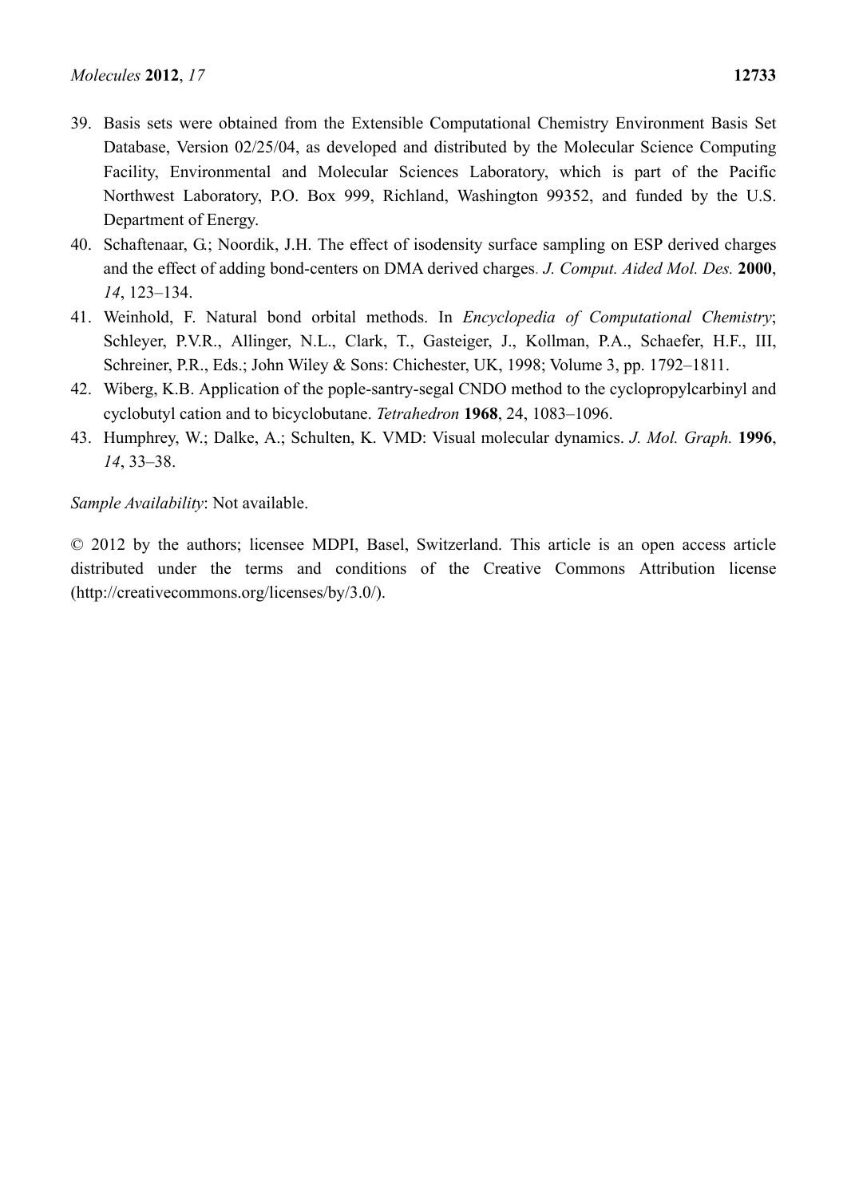39. Basis sets were obtained from the Extensible Computational Chemistry Environment Basis Set Database, Version 02/25/04, as developed and distributed by the Molecular Science Computing Facility, Environmental and Molecular Sciences Laboratory, which is part of the Pacific Northwest Laboratory, P.O. Box 999, Richland, Washington 99352, and funded by the U.S. Department of Energy.
40. Schaftenaar, G.; Noordik, J.H. The effect of isodensity surface sampling on ESP derived charges and the effect of adding bond-centers on DMA derived charges. *J. Comput. Aided Mol. Des.* **2000**, *14*, 123–134.
41. Weinhold, F. Natural bond orbital methods. In *Encyclopedia of Computational Chemistry*; Schleyer, P.V.R., Allinger, N.L., Clark, T., Gasteiger, J., Kollman, P.A., Schaefer, H.F., III, Schreiner, P.R., Eds.; John Wiley & Sons: Chichester, UK, 1998; Volume 3, pp. 1792–1811.
42. Wiberg, K.B. Application of the pople-santry-segal CNDO method to the cyclopropylcarbinyl and cyclobutyl cation and to bicyclobutane. *Tetrahedron* **1968**, 24, 1083–1096.
43. Humphrey, W.; Dalke, A.; Schulten, K. VMD: Visual molecular dynamics. *J. Mol. Graph.* **1996**, *14*, 33–38.

*Sample Availability*: Not available.

© 2012 by the authors; licensee MDPI, Basel, Switzerland. This article is an open access article distributed under the terms and conditions of the Creative Commons Attribution license (http://creativecommons.org/licenses/by/3.0/).